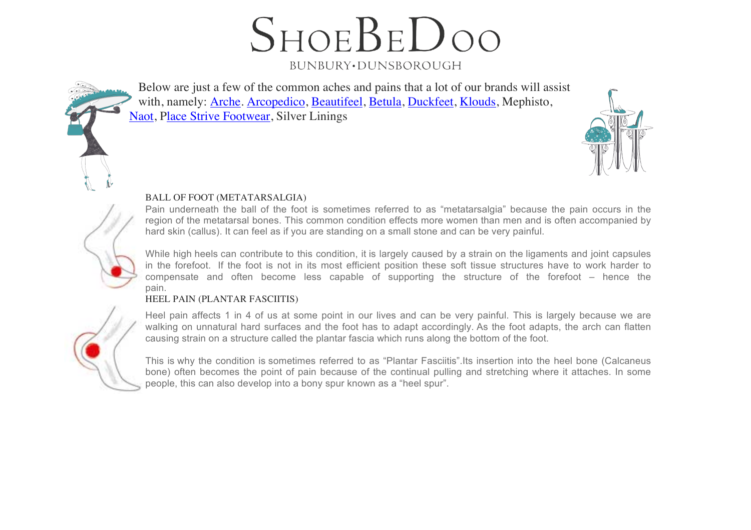# ShoeBeDoo

BUNBURY•DUNSBOROUGH

Below are just a few of the common aches and pains that a lot of our brands will assist with, namely: Arche. Arcopedico, Beautifeel, Betula, Duckfeet, Klouds, Mephisto, Naot, Place Strive Footwear, Silver Linings

## BALL OF FOOT (METATARSALGIA)

Pain underneath the ball of the foot is sometimes referred to as "metatarsalgia" because the pain occurs in the region of the metatarsal bones. This common condition effects more women than men and is often accompanied by hard skin (callus). It can feel as if you are standing on a small stone and can be very painful.

While high heels can contribute to this condition, it is largely caused by a strain on the ligaments and joint capsules in the forefoot. If the foot is not in its most efficient position these soft tissue structures have to work harder to compensate and often become less capable of supporting the structure of the forefoot – hence the pain.

## HEEL PAIN (PLANTAR FASCIITIS)

Heel pain affects 1 in 4 of us at some point in our lives and can be very painful. This is largely because we are walking on unnatural hard surfaces and the foot has to adapt accordingly. As the foot adapts, the arch can flatten causing strain on a structure called the plantar fascia which runs along the bottom of the foot.

This is why the condition is sometimes referred to as "Plantar Fasciitis".Its insertion into the heel bone (Calcaneus bone) often becomes the point of pain because of the continual pulling and stretching where it attaches. In some people, this can also develop into a bony spur known as a "heel spur".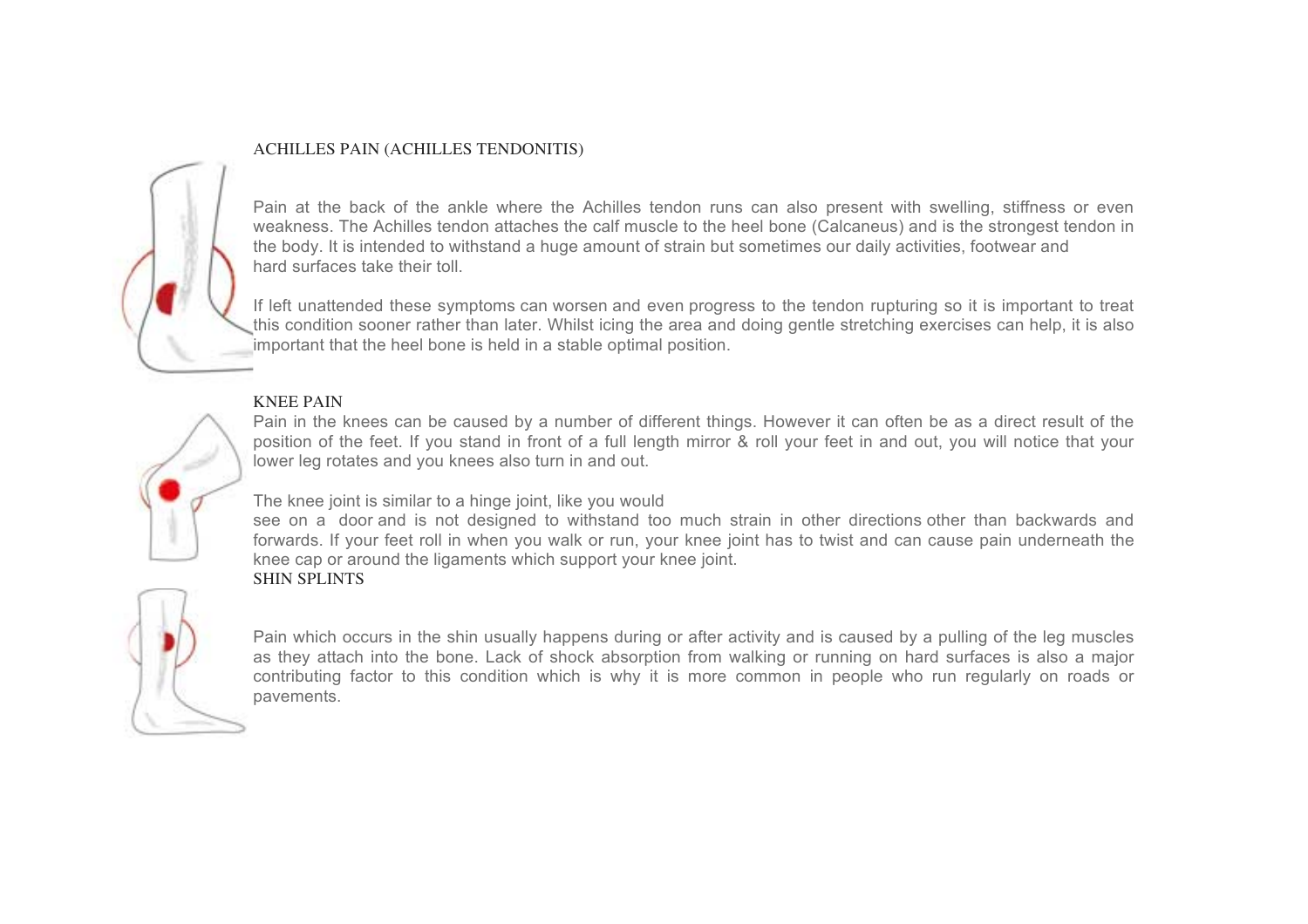## ACHILLES PAIN (ACHILLES TENDONITIS)

Pain at the back of the ankle where the Achilles tendon runs can also present with swelling, stiffness or even weakness. The Achilles tendon attaches the calf muscle to the heel bone (Calcaneus) and is the strongest tendon in the body. It is intended to withstand a huge amount of strain but sometimes our daily activities, footwear and hard surfaces take their toll.

If left unattended these symptoms can worsen and even progress to the tendon rupturing so it is important to treat this condition sooner rather than later. Whilst icing the area and doing gentle stretching exercises can help, it is also important that the heel bone is held in a stable optimal position.

## KNEE PAIN

Pain in the knees can be caused by a number of different things. However it can often be as a direct result of the position of the feet. If you stand in front of a full length mirror & roll your feet in and out, you will notice that your lower leg rotates and you knees also turn in and out.

The knee joint is similar to a hinge joint, like you would see on a door and is not designed to withstand too much strain in other directions other than backwards and forwards. If your feet roll in when you walk or run, your knee joint has to twist and can cause pain underneath the knee cap or around the ligaments which support your knee joint.

## SHIN SPLINTS

Pain which occurs in the shin usually happens during or after activity and is caused by a pulling of the leg muscles as they attach into the bone. Lack of shock absorption from walking or running on hard surfaces is also a major contributing factor to this condition which is why it is more common in people who run regularly on roads or pavements.